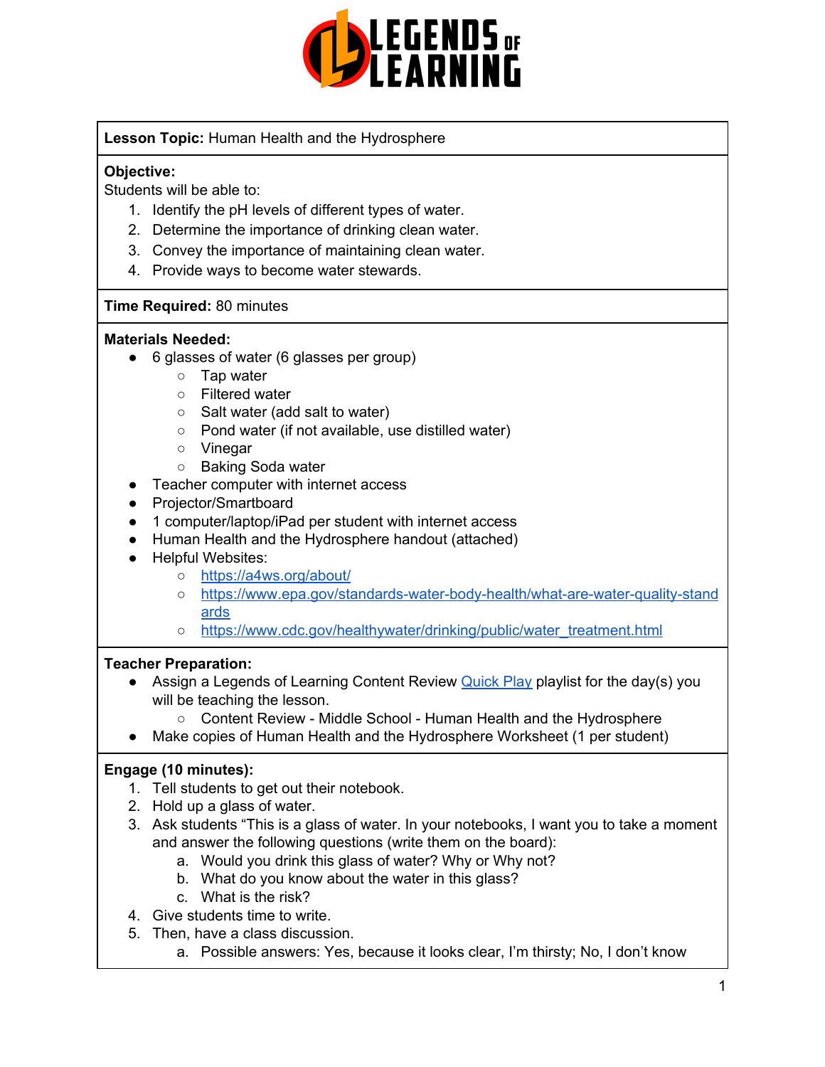**Lesson Topic:** Human Health and the Hydrosphere

**Objective:**
Students will be able to:

1. Identify the pH levels of different types of water.
2. Determine the importance of drinking clean water.
3. Convey the importance of maintaining clean water.
4. Provide ways to become water stewards.

**Time Required:** 80 minutes

**Materials Needed:**

- 6 glasses of water (6 glasses per group)
  - Tap water
  - Filtered water
  - Salt water (add salt to water)
  - Pond water (if not available, use distilled water)
  - Vinegar
  - Baking Soda water
- Teacher computer with internet access
- Projector/Smartboard
- 1 computer/laptop/iPad per student with internet access
- Human Health and the Hydrosphere handout (attached)
- Helpful Websites:
  - https://a4ws.org/about/
  - https://www.epa.gov/standards-water-body-health/what-are-water-quality-standards
  - https://www.cdc.gov/healthywater/drinking/public/water_treatment.html

**Teacher Preparation:**

- Assign a Legends of Learning Content Review Quick Play playlist for the day(s) you will be teaching the lesson.
  - Content Review - Middle School - Human Health and the Hydrosphere
- Make copies of Human Health and the Hydrosphere Worksheet (1 per student)

**Engage (10 minutes):**

1. Tell students to get out their notebook.
2. Hold up a glass of water.
3. Ask students "This is a glass of water. In your notebooks, I want you to take a moment and answer the following questions (write them on the board):
   a. Would you drink this glass of water? Why or Why not?
   b. What do you know about the water in this glass?
   c. What is the risk?
4. Give students time to write.
5. Then, have a class discussion.
   a. Possible answers: Yes, because it looks clear, I'm thirsty; No, I don't know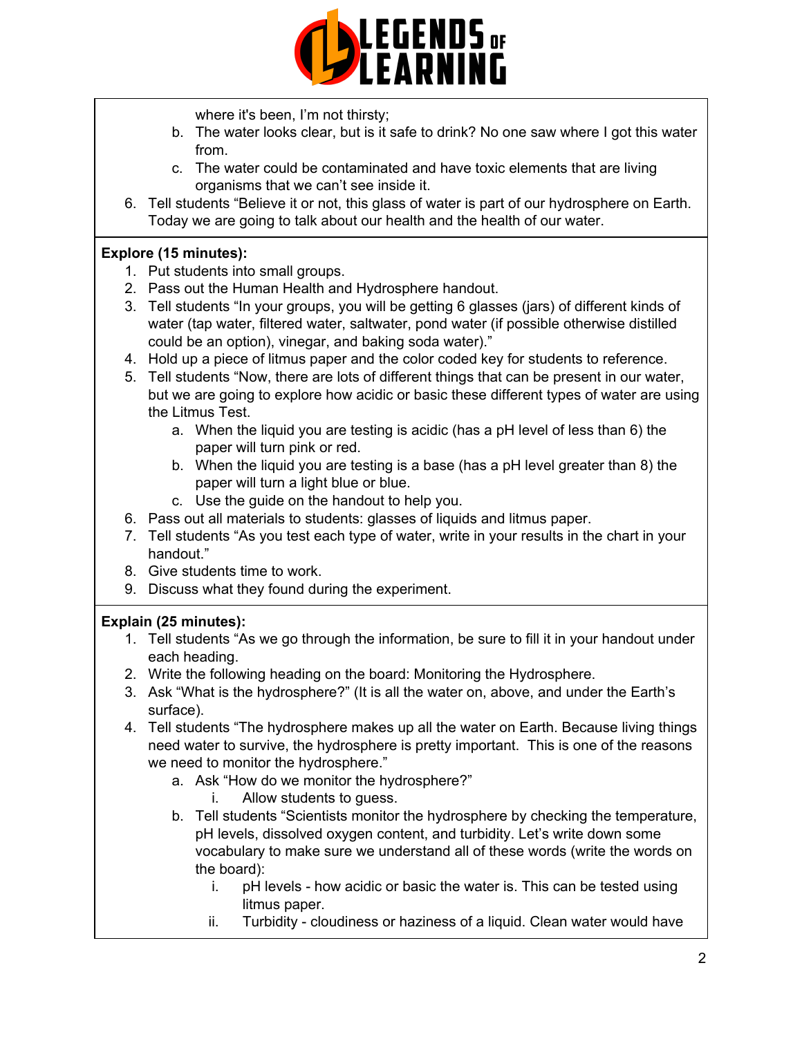where it's been, I'm not thirsty;

   b. The water looks clear, but is it safe to drink? No one saw where I got this water from.
   c. The water could be contaminated and have toxic elements that are living organisms that we can't see inside it.

6. Tell students "Believe it or not, this glass of water is part of our hydrosphere on Earth. Today we are going to talk about our health and the health of our water.

**Explore (15 minutes):**

1. Put students into small groups.
2. Pass out the Human Health and Hydrosphere handout.
3. Tell students "In your groups, you will be getting 6 glasses (jars) of different kinds of water (tap water, filtered water, saltwater, pond water (if possible otherwise distilled could be an option), vinegar, and baking soda water)."
4. Hold up a piece of litmus paper and the color coded key for students to reference.
5. Tell students "Now, there are lots of different things that can be present in our water, but we are going to explore how acidic or basic these different types of water are using the Litmus Test.
   a. When the liquid you are testing is acidic (has a pH level of less than 6) the paper will turn pink or red.
   b. When the liquid you are testing is a base (has a pH level greater than 8) the paper will turn a light blue or blue.
   c. Use the guide on the handout to help you.
6. Pass out all materials to students: glasses of liquids and litmus paper.
7. Tell students "As you test each type of water, write in your results in the chart in your handout."
8. Give students time to work.
9. Discuss what they found during the experiment.

**Explain (25 minutes):**

1. Tell students "As we go through the information, be sure to fill it in your handout under each heading.
2. Write the following heading on the board: Monitoring the Hydrosphere.
3. Ask "What is the hydrosphere?" (It is all the water on, above, and under the Earth's surface).
4. Tell students "The hydrosphere makes up all the water on Earth. Because living things need water to survive, the hydrosphere is pretty important. This is one of the reasons we need to monitor the hydrosphere."
   a. Ask "How do we monitor the hydrosphere?"
      i. Allow students to guess.
   b. Tell students "Scientists monitor the hydrosphere by checking the temperature, pH levels, dissolved oxygen content, and turbidity. Let's write down some vocabulary to make sure we understand all of these words (write the words on the board):
      i. pH levels - how acidic or basic the water is. This can be tested using litmus paper.
      ii. Turbidity - cloudiness or haziness of a liquid. Clean water would have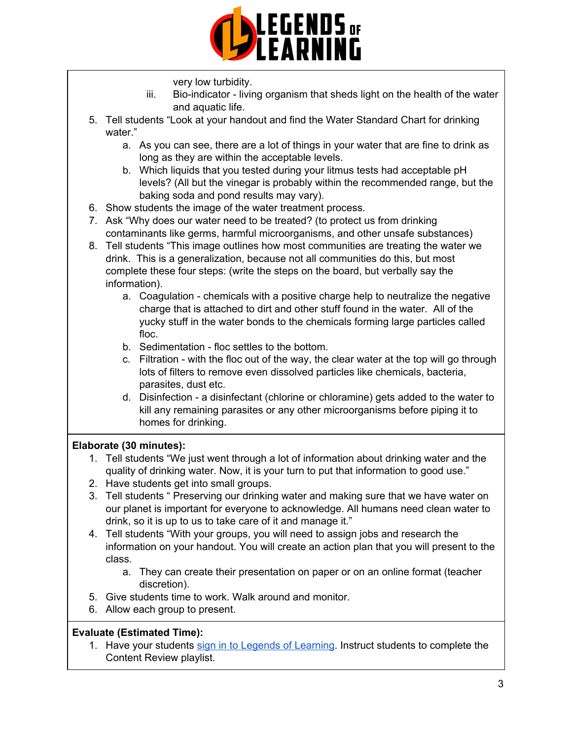very low turbidity.

iii. Bio-indicator - living organism that sheds light on the health of the water and aquatic life.

5. Tell students "Look at your handout and find the Water Standard Chart for drinking water."
    a. As you can see, there are a lot of things in your water that are fine to drink as long as they are within the acceptable levels.
    b. Which liquids that you tested during your litmus tests had acceptable pH levels? (All but the vinegar is probably within the recommended range, but the baking soda and pond results may vary).
6. Show students the image of the water treatment process.
7. Ask "Why does our water need to be treated? (to protect us from drinking contaminants like germs, harmful microorganisms, and other unsafe substances)
8. Tell students "This image outlines how most communities are treating the water we drink. This is a generalization, because not all communities do this, but most complete these four steps: (write the steps on the board, but verbally say the information).
    a. Coagulation - chemicals with a positive charge help to neutralize the negative charge that is attached to dirt and other stuff found in the water. All of the yucky stuff in the water bonds to the chemicals forming large particles called floc.
    b. Sedimentation - floc settles to the bottom.
    c. Filtration - with the floc out of the way, the clear water at the top will go through lots of filters to remove even dissolved particles like chemicals, bacteria, parasites, dust etc.
    d. Disinfection - a disinfectant (chlorine or chloramine) gets added to the water to kill any remaining parasites or any other microorganisms before piping it to homes for drinking.

**Elaborate (30 minutes):**

1. Tell students "We just went through a lot of information about drinking water and the quality of drinking water. Now, it is your turn to put that information to good use."
2. Have students get into small groups.
3. Tell students " Preserving our drinking water and making sure that we have water on our planet is important for everyone to acknowledge. All humans need clean water to drink, so it is up to us to take care of it and manage it."
4. Tell students "With your groups, you will need to assign jobs and research the information on your handout. You will create an action plan that you will present to the class.
    a. They can create their presentation on paper or on an online format (teacher discretion).
5. Give students time to work. Walk around and monitor.
6. Allow each group to present.

**Evaluate (Estimated Time):**

1. Have your students [sign in to Legends of Learning](). Instruct students to complete the Content Review playlist.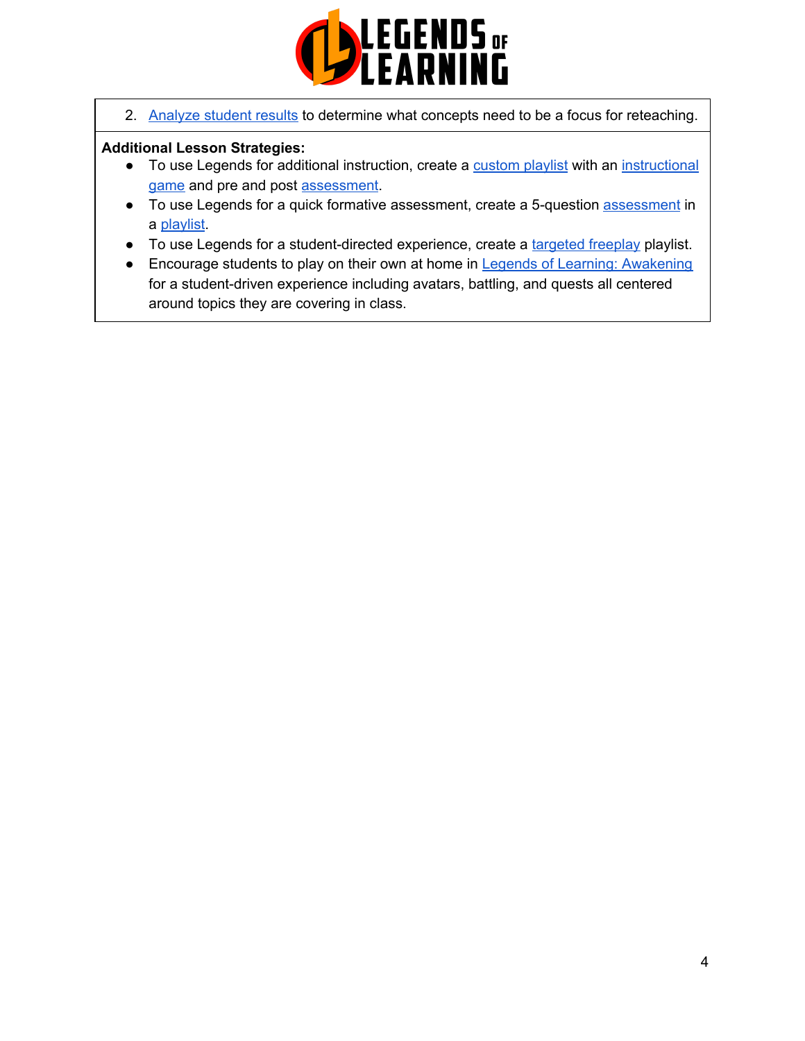2. Analyze student results to determine what concepts need to be a focus for reteaching.

**Additional Lesson Strategies:**

- To use Legends for additional instruction, create a custom playlist with an instructional game and pre and post assessment.
- To use Legends for a quick formative assessment, create a 5-question assessment in a playlist.
- To use Legends for a student-directed experience, create a targeted freeplay playlist.
- Encourage students to play on their own at home in Legends of Learning: Awakening for a student-driven experience including avatars, battling, and quests all centered around topics they are covering in class.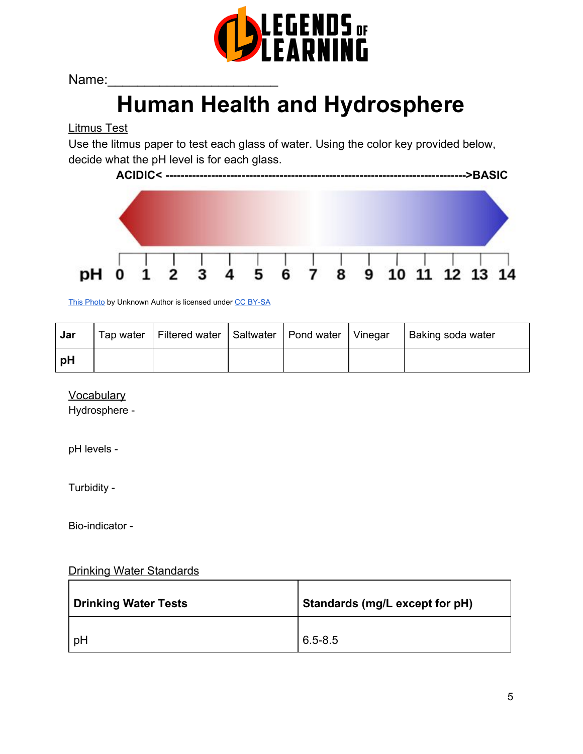Name:______________________

# Human Health and Hydrosphere

Litmus Test

Use the litmus paper to test each glass of water. Using the color key provided below, decide what the pH level is for each glass.

**ACIDIC< -------------------------------------------------------------------------------->BASIC**

**pH 0 1 2 3 4 5 6 7 8 9 10 11 12 13 14**

This Photo by Unknown Author is licensed under CC BY-SA

| **Jar** | Tap water | Filtered water | Saltwater | Pond water | Vinegar | Baking soda water |
|---|---|---|---|---|---|---|
| **pH** | | | | | | |

Vocabulary

Hydrosphere -

pH levels -

Turbidity -

Bio-indicator -

Drinking Water Standards

| **Drinking Water Tests** | **Standards (mg/L except for pH)** |
|---|---|
| pH | 6.5-8.5 |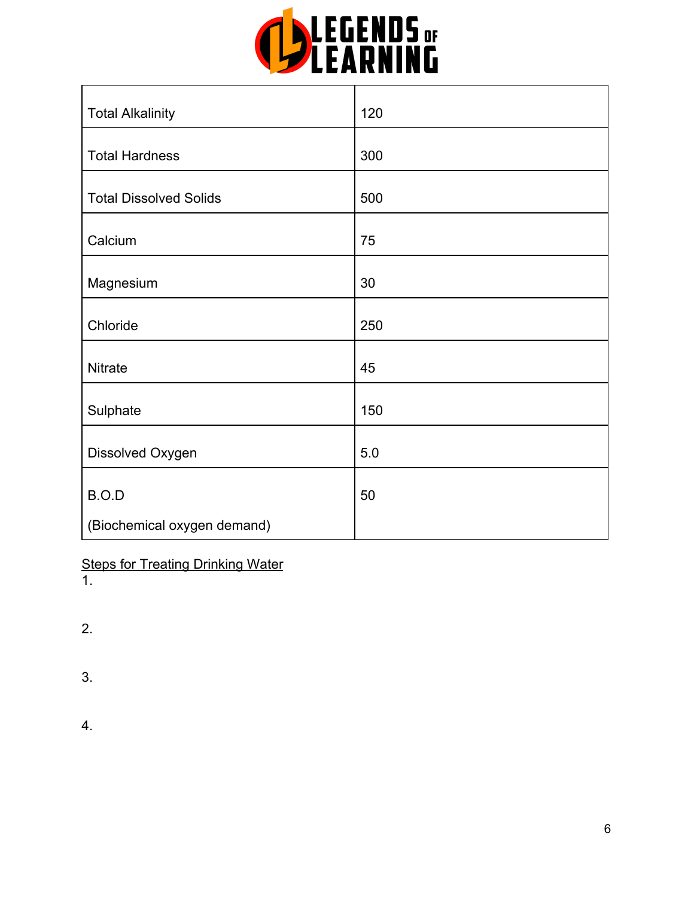| Total Alkalinity | 120 |
|---|---|
| Total Hardness | 300 |
| Total Dissolved Solids | 500 |
| Calcium | 75 |
| Magnesium | 30 |
| Chloride | 250 |
| Nitrate | 45 |
| Sulphate | 150 |
| Dissolved Oxygen | 5.0 |
| B.O.D (Biochemical oxygen demand) | 50 |

Steps for Treating Drinking Water

1.

2.

3.

4.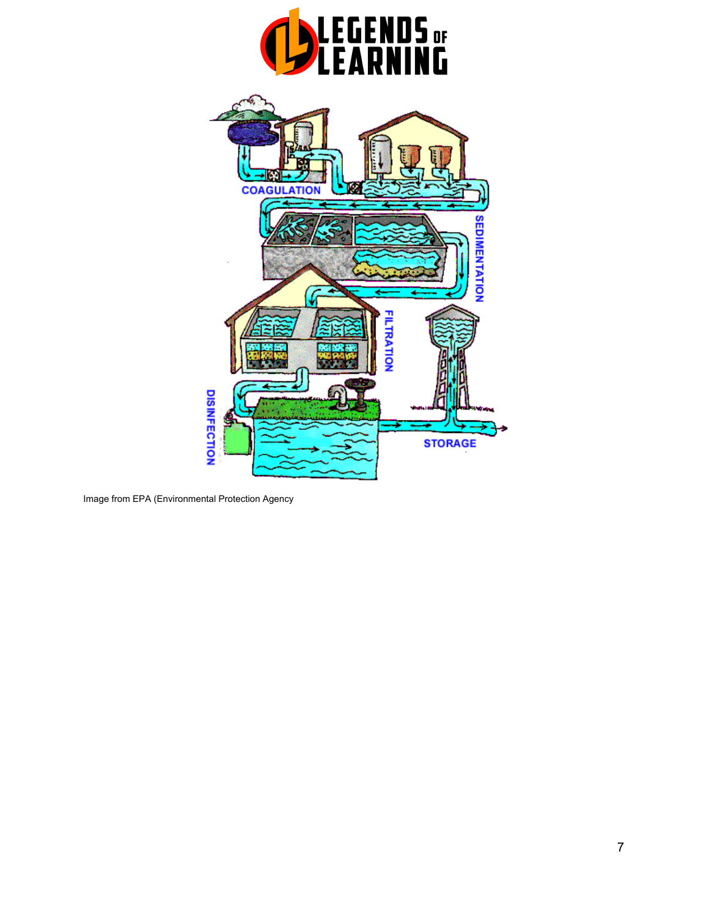COAGULATION

SEDIMENTATION

FILTRATION

DISINFECTION

STORAGE

Image from EPA (Environmental Protection Agency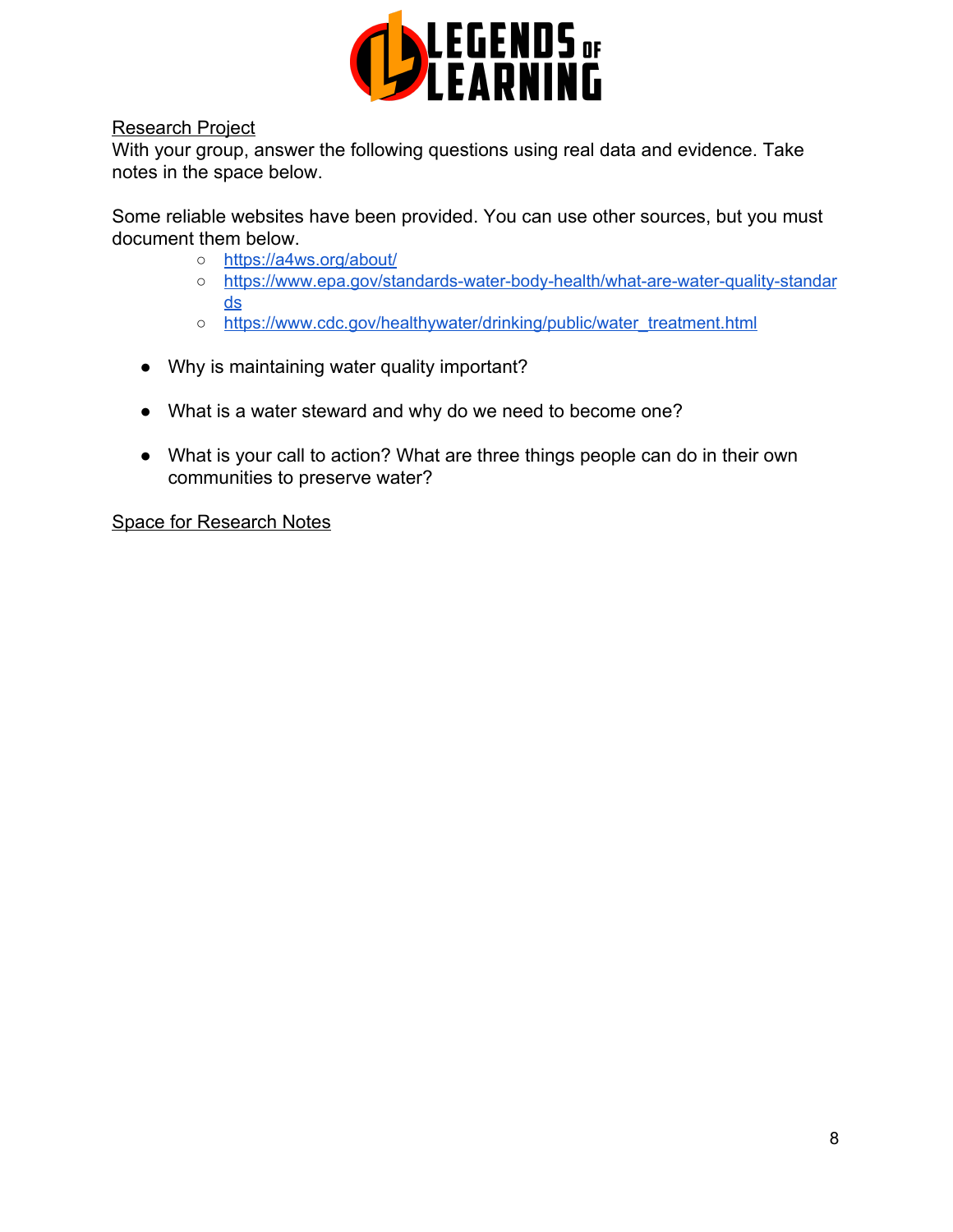Research Project

With your group, answer the following questions using real data and evidence. Take notes in the space below.

Some reliable websites have been provided. You can use other sources, but you must document them below.

- https://a4ws.org/about/
- https://www.epa.gov/standards-water-body-health/what-are-water-quality-standards
- https://www.cdc.gov/healthywater/drinking/public/water_treatment.html

- Why is maintaining water quality important?
- What is a water steward and why do we need to become one?
- What is your call to action? What are three things people can do in their own communities to preserve water?

Space for Research Notes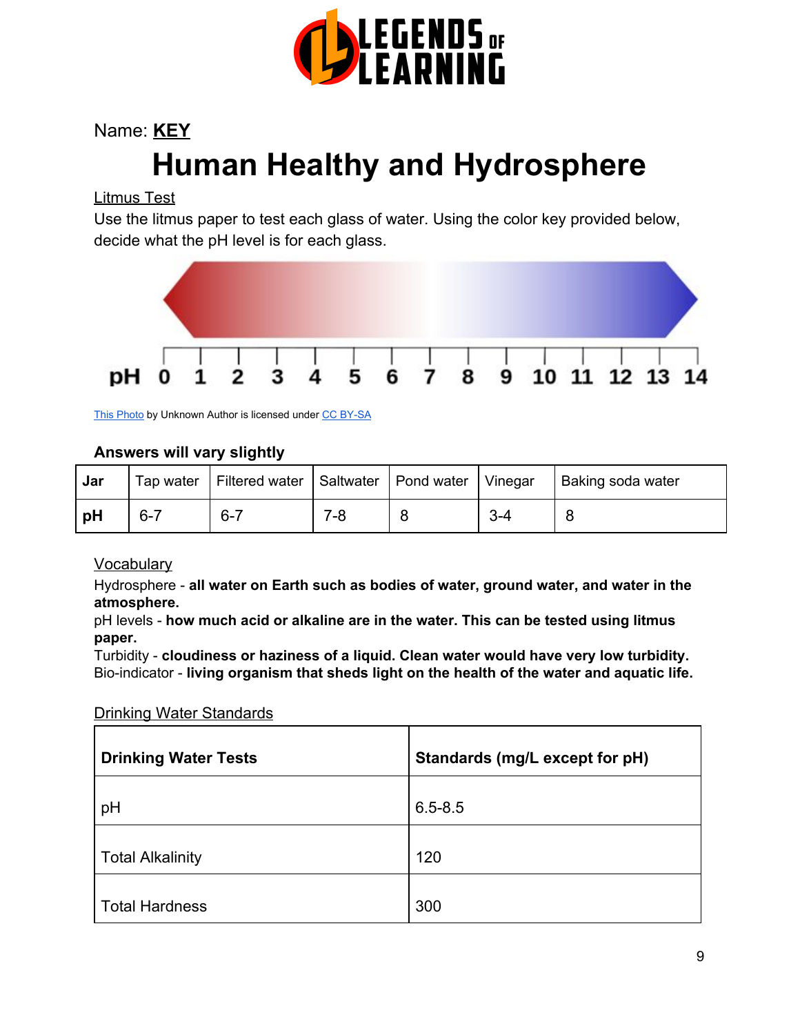Name: **KEY**

# Human Healthy and Hydrosphere

Litmus Test

Use the litmus paper to test each glass of water. Using the color key provided below, decide what the pH level is for each glass.

pH 0 1 2 3 4 5 6 7 8 9 10 11 12 13 14

This Photo by Unknown Author is licensed under CC BY-SA

**Answers will vary slightly**

| Jar | Tap water | Filtered water | Saltwater | Pond water | Vinegar | Baking soda water |
|---|---|---|---|---|---|---|
| pH | 6-7 | 6-7 | 7-8 | 8 | 3-4 | 8 |

Vocabulary

Hydrosphere - **all water on Earth such as bodies of water, ground water, and water in the atmosphere.**

pH levels - **how much acid or alkaline are in the water. This can be tested using litmus paper.**

Turbidity - **cloudiness or haziness of a liquid. Clean water would have very low turbidity.**

Bio-indicator - **living organism that sheds light on the health of the water and aquatic life.**

Drinking Water Standards

| Drinking Water Tests | Standards (mg/L except for pH) |
|---|---|
| pH | 6.5-8.5 |
| Total Alkalinity | 120 |
| Total Hardness | 300 |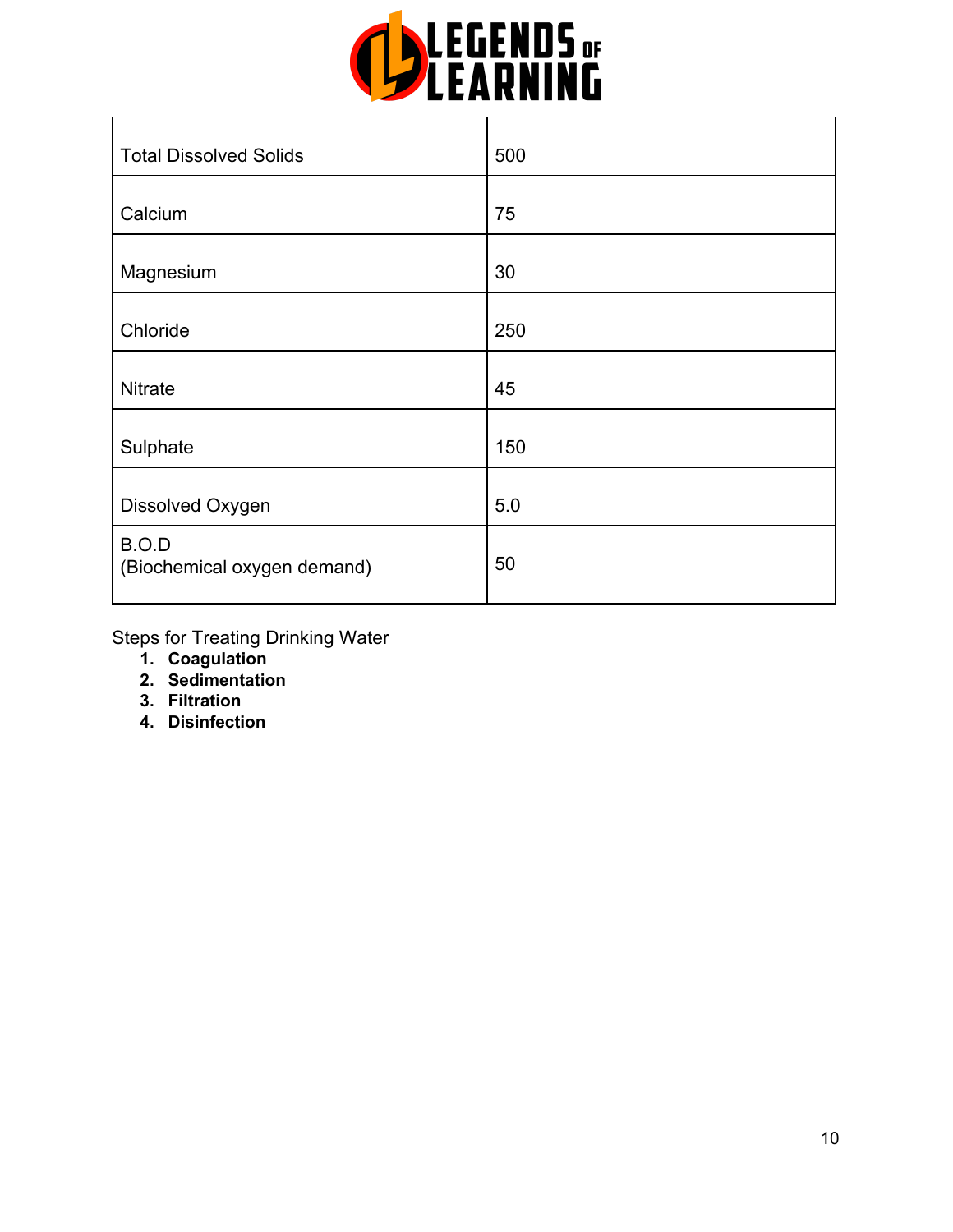| | |
|---|---|
| Total Dissolved Solids | 500 |
| Calcium | 75 |
| Magnesium | 30 |
| Chloride | 250 |
| Nitrate | 45 |
| Sulphate | 150 |
| Dissolved Oxygen | 5.0 |
| B.O.D (Biochemical oxygen demand) | 50 |

Steps for Treating Drinking Water

1. **Coagulation**
2. **Sedimentation**
3. **Filtration**
4. **Disinfection**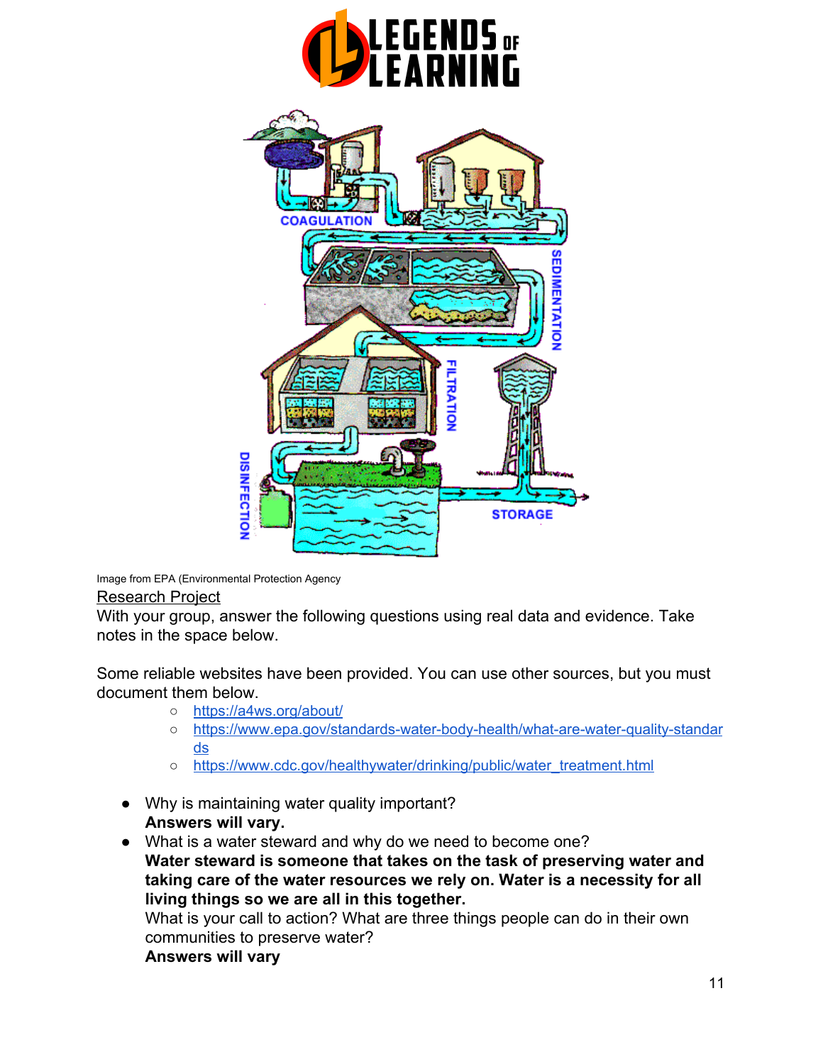COAGULATION

SEDIMENTATION

FILTRATION

DISINFECTION

STORAGE

Image from EPA (Environmental Protection Agency

<u>Research Project</u>

With your group, answer the following questions using real data and evidence. Take notes in the space below.

Some reliable websites have been provided. You can use other sources, but you must document them below.

- https://a4ws.org/about/
- https://www.epa.gov/standards-water-body-health/what-are-water-quality-standards
- https://www.cdc.gov/healthywater/drinking/public/water_treatment.html

- Why is maintaining water quality important?
  **Answers will vary.**
- What is a water steward and why do we need to become one?
  **Water steward is someone that takes on the task of preserving water and taking care of the water resources we rely on. Water is a necessity for all living things so we are all in this together.**
  What is your call to action? What are three things people can do in their own communities to preserve water?
  **Answers will vary**